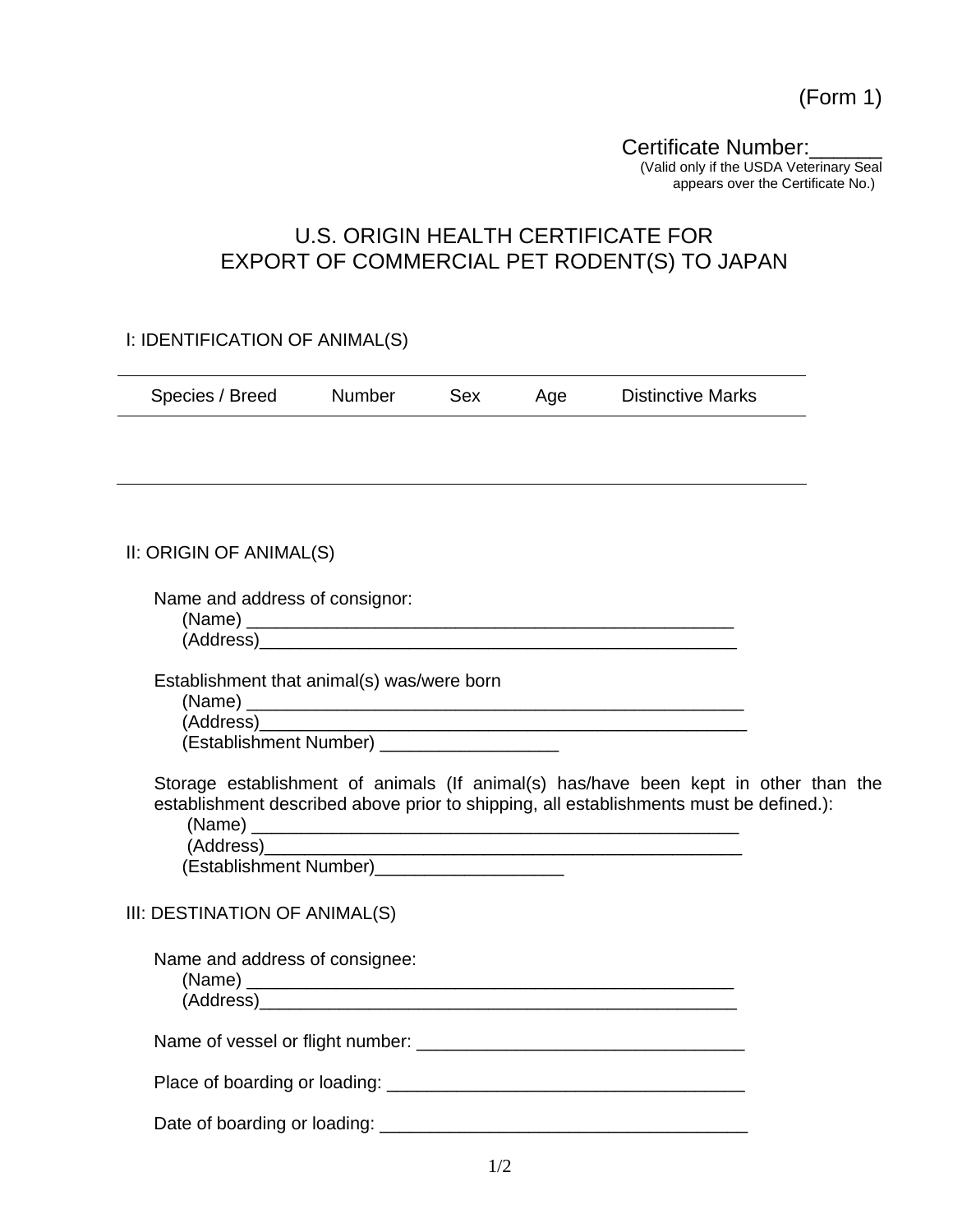(Form 1)

Certificate Number:______
(Valid only if the USDA Veterinary Seal appears over the Certificate No.)

# U.S. ORIGIN HEALTH CERTIFICATE FOR EXPORT OF COMMERCIAL PET RODENT(S) TO JAPAN

## I: IDENTIFICATION OF ANIMAL(S)

| Species / Breed | Number | Sex | Age | Distinctive Marks |
|---|---|---|---|---|
| | | | | |

## II: ORIGIN OF ANIMAL(S)

Name and address of consignor:
(Name) ________________________________________________
(Address)_______________________________________________

Establishment that animal(s) was/were born
(Name) _________________________________________________
(Address)________________________________________________
(Establishment Number) _________________

Storage establishment of animals (If animal(s) has/have been kept in other than the establishment described above prior to shipping, all establishments must be defined.):
(Name) ________________________________________________
(Address)_______________________________________________
(Establishment Number)__________________

## III: DESTINATION OF ANIMAL(S)

Name and address of consignee:
(Name) ________________________________________________
(Address)_______________________________________________

Name of vessel or flight number: _______________________________

Place of boarding or loading: __________________________________

Date of boarding or loading: ___________________________________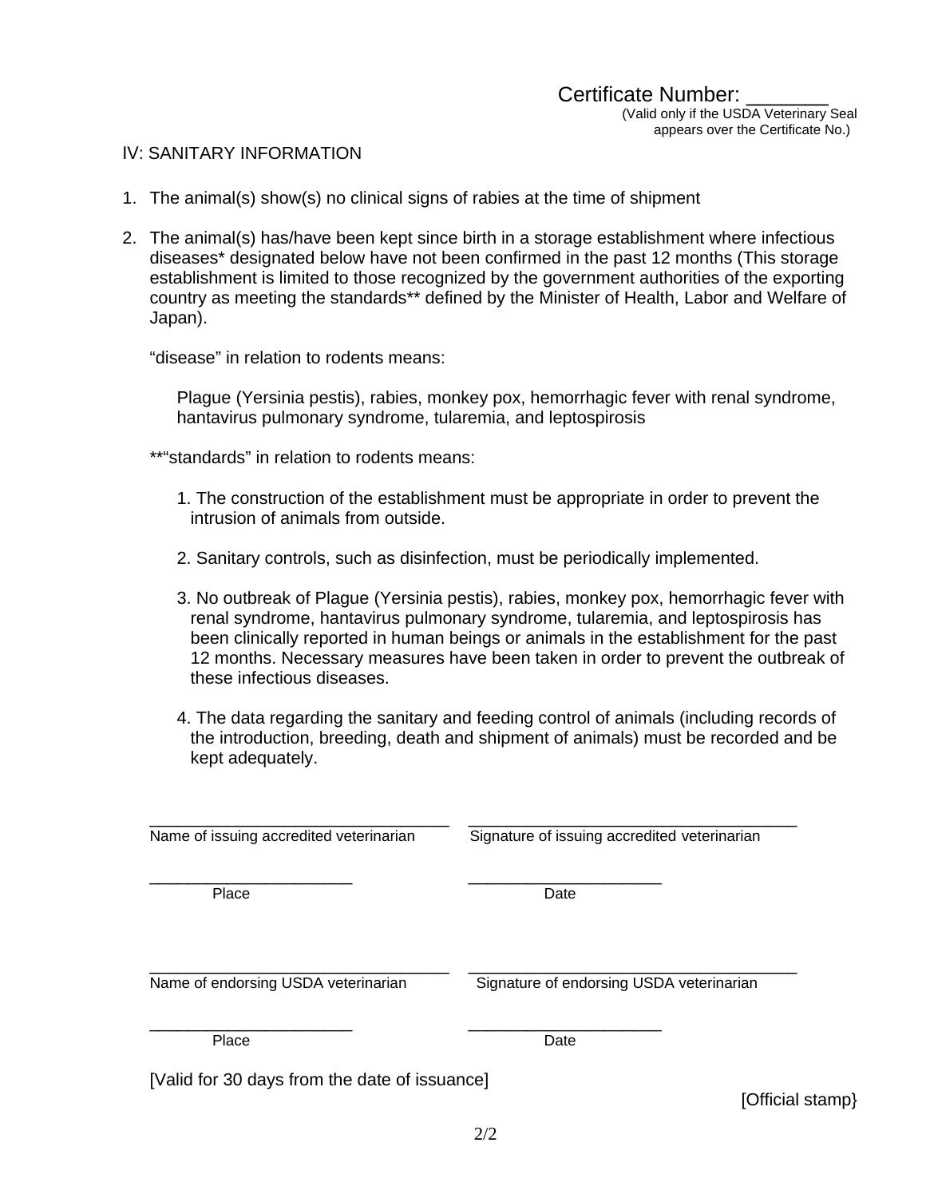Certificate Number: _______

(Valid only if the USDA Veterinary Seal appears over the Certificate No.)

IV: SANITARY INFORMATION

1. The animal(s) show(s) no clinical signs of rabies at the time of shipment

2. The animal(s) has/have been kept since birth in a storage establishment where infectious diseases* designated below have not been confirmed in the past 12 months (This storage establishment is limited to those recognized by the government authorities of the exporting country as meeting the standards** defined by the Minister of Health, Labor and Welfare of Japan).

   "disease" in relation to rodents means:

      Plague (Yersinia pestis), rabies, monkey pox, hemorrhagic fever with renal syndrome, hantavirus pulmonary syndrome, tularemia, and leptospirosis

   **"standards" in relation to rodents means:

      1. The construction of the establishment must be appropriate in order to prevent the intrusion of animals from outside.

      2. Sanitary controls, such as disinfection, must be periodically implemented.

      3. No outbreak of Plague (Yersinia pestis), rabies, monkey pox, hemorrhagic fever with renal syndrome, hantavirus pulmonary syndrome, tularemia, and leptospirosis has been clinically reported in human beings or animals in the establishment for the past 12 months. Necessary measures have been taken in order to prevent the outbreak of these infectious diseases.

      4. The data regarding the sanitary and feeding control of animals (including records of the introduction, breeding, death and shipment of animals) must be recorded and be kept adequately.

| | |
|---|---|
| ______________________________ | ______________________________ |
| Name of issuing accredited veterinarian | Signature of issuing accredited veterinarian |
| ______________________ | ______________________ |
| Place | Date |
| ______________________________ | ______________________________ |
| Name of endorsing USDA veterinarian | Signature of endorsing USDA veterinarian |
| ______________________ | ______________________ |
| Place | Date |

[Valid for 30 days from the date of issuance]

[Official stamp}